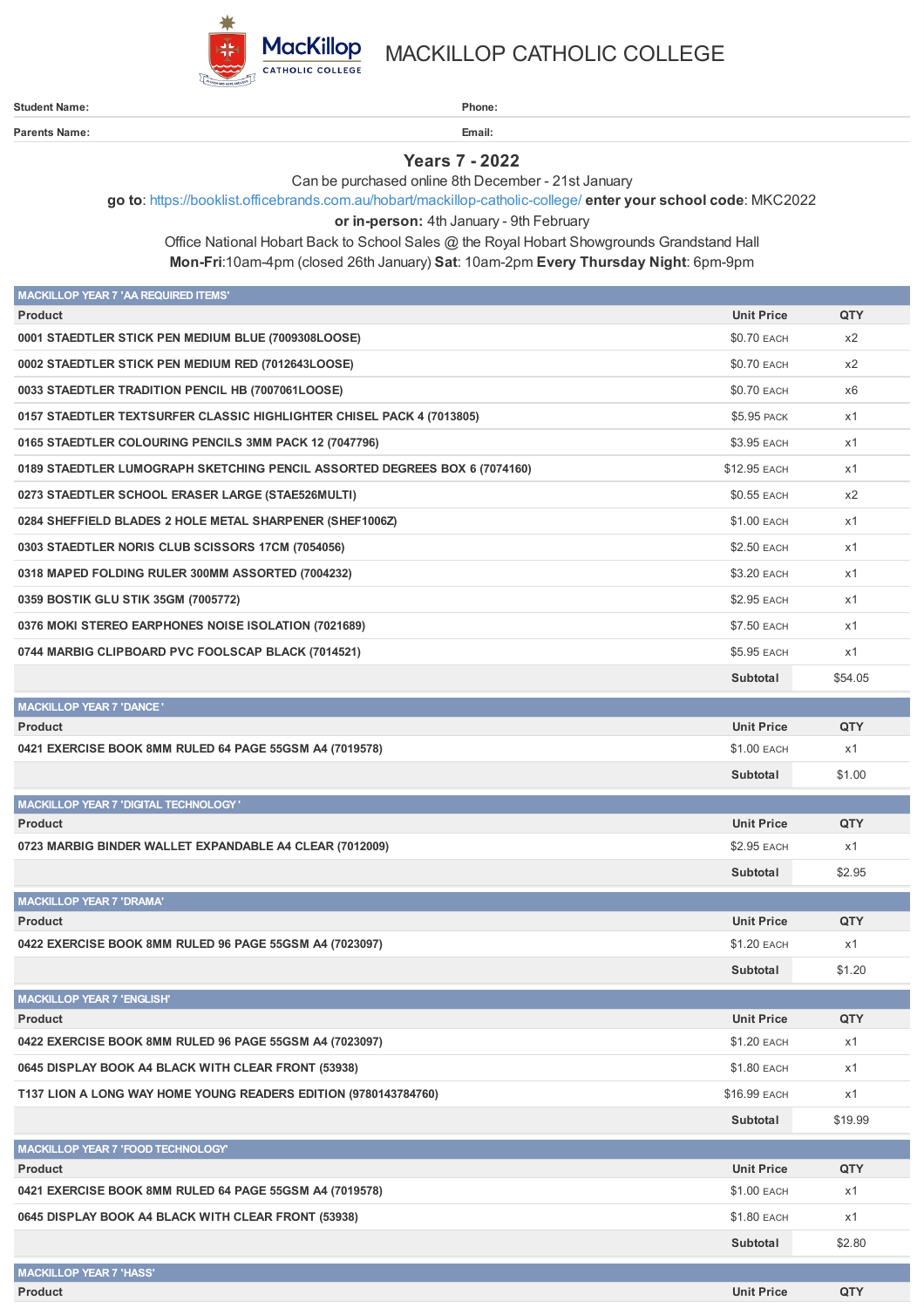# MACKILLOP CATHOLIC COLLEGE

**Student Name:** **Phone:**

**Parents Name:** **Email:**

## Years 7 - 2022

Can be purchased online 8th December - 21st January

**go to**: https://booklist.officebrands.com.au/hobart/mackillop-catholic-college/ **enter your school code**: MKC2022

**or in-person:** 4th January - 9th February

Office National Hobart Back to School Sales @ the Royal Hobart Showgrounds Grandstand Hall

**Mon-Fri**:10am-4pm (closed 26th January) **Sat**: 10am-2pm **Every Thursday Night**: 6pm-9pm

### MACKILLOP YEAR 7 'AA REQUIRED ITEMS'

| Product | Unit Price | QTY |
|---|---|---|
| 0001 STAEDTLER STICK PEN MEDIUM BLUE (7009308LOOSE) | $0.70 EACH | x2 |
| 0002 STAEDTLER STICK PEN MEDIUM RED (7012643LOOSE) | $0.70 EACH | x2 |
| 0033 STAEDTLER TRADITION PENCIL HB (7007061LOOSE) | $0.70 EACH | x6 |
| 0157 STAEDTLER TEXTSURFER CLASSIC HIGHLIGHTER CHISEL PACK 4 (7013805) | $5.95 PACK | x1 |
| 0165 STAEDTLER COLOURING PENCILS 3MM PACK 12 (7047796) | $3.95 EACH | x1 |
| 0189 STAEDTLER LUMOGRAPH SKETCHING PENCIL ASSORTED DEGREES BOX 6 (7074160) | $12.95 EACH | x1 |
| 0273 STAEDTLER SCHOOL ERASER LARGE (STAE526MULTI) | $0.55 EACH | x2 |
| 0284 SHEFFIELD BLADES 2 HOLE METAL SHARPENER (SHEF1006Z) | $1.00 EACH | x1 |
| 0303 STAEDTLER NORIS CLUB SCISSORS 17CM (7054056) | $2.50 EACH | x1 |
| 0318 MAPED FOLDING RULER 300MM ASSORTED (7004232) | $3.20 EACH | x1 |
| 0359 BOSTIK GLU STIK 35GM (7005772) | $2.95 EACH | x1 |
| 0376 MOKI STEREO EARPHONES NOISE ISOLATION (7021689) | $7.50 EACH | x1 |
| 0744 MARBIG CLIPBOARD PVC FOOLSCAP BLACK (7014521) | $5.95 EACH | x1 |
| | **Subtotal** | $54.05 |

### MACKILLOP YEAR 7 'DANCE'

| Product | Unit Price | QTY |
|---|---|---|
| 0421 EXERCISE BOOK 8MM RULED 64 PAGE 55GSM A4 (7019578) | $1.00 EACH | x1 |
| | **Subtotal** | $1.00 |

### MACKILLOP YEAR 7 'DIGITAL TECHNOLOGY'

| Product | Unit Price | QTY |
|---|---|---|
| 0723 MARBIG BINDER WALLET EXPANDABLE A4 CLEAR (7012009) | $2.95 EACH | x1 |
| | **Subtotal** | $2.95 |

### MACKILLOP YEAR 7 'DRAMA'

| Product | Unit Price | QTY |
|---|---|---|
| 0422 EXERCISE BOOK 8MM RULED 96 PAGE 55GSM A4 (7023097) | $1.20 EACH | x1 |
| | **Subtotal** | $1.20 |

### MACKILLOP YEAR 7 'ENGLISH'

| Product | Unit Price | QTY |
|---|---|---|
| 0422 EXERCISE BOOK 8MM RULED 96 PAGE 55GSM A4 (7023097) | $1.20 EACH | x1 |
| 0645 DISPLAY BOOK A4 BLACK WITH CLEAR FRONT (53938) | $1.80 EACH | x1 |
| T137 LION A LONG WAY HOME YOUNG READERS EDITION (9780143784760) | $16.99 EACH | x1 |
| | **Subtotal** | $19.99 |

### MACKILLOP YEAR 7 'FOOD TECHNOLOGY'

| Product | Unit Price | QTY |
|---|---|---|
| 0421 EXERCISE BOOK 8MM RULED 64 PAGE 55GSM A4 (7019578) | $1.00 EACH | x1 |
| 0645 DISPLAY BOOK A4 BLACK WITH CLEAR FRONT (53938) | $1.80 EACH | x1 |
| | **Subtotal** | $2.80 |

### MACKILLOP YEAR 7 'HASS'

| Product | Unit Price | QTY |
|---|---|---|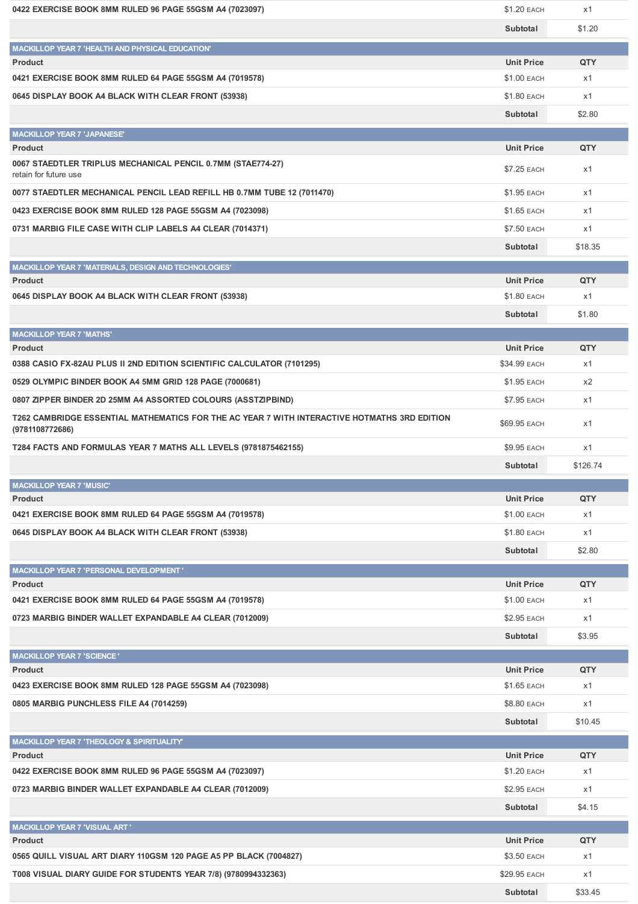| | | |
|---|---|---|
| 0422 EXERCISE BOOK 8MM RULED 96 PAGE 55GSM A4 (7023097) | $1.20 EACH | x1 |
| | Subtotal | $1.20 |

**MACKILLOP YEAR 7 'HEALTH AND PHYSICAL EDUCATION'**

| Product | Unit Price | QTY |
|---|---|---|
| 0421 EXERCISE BOOK 8MM RULED 64 PAGE 55GSM A4 (7019578) | $1.00 EACH | x1 |
| 0645 DISPLAY BOOK A4 BLACK WITH CLEAR FRONT (53938) | $1.80 EACH | x1 |
| | Subtotal | $2.80 |

**MACKILLOP YEAR 7 'JAPANESE'**

| Product | Unit Price | QTY |
|---|---|---|
| 0067 STAEDTLER TRIPLUS MECHANICAL PENCIL 0.7MM (STAE774-27) retain for future use | $7.25 EACH | x1 |
| 0077 STAEDTLER MECHANICAL PENCIL LEAD REFILL HB 0.7MM TUBE 12 (7011470) | $1.95 EACH | x1 |
| 0423 EXERCISE BOOK 8MM RULED 128 PAGE 55GSM A4 (7023098) | $1.65 EACH | x1 |
| 0731 MARBIG FILE CASE WITH CLIP LABELS A4 CLEAR (7014371) | $7.50 EACH | x1 |
| | Subtotal | $18.35 |

**MACKILLOP YEAR 7 'MATERIALS, DESIGN AND TECHNOLOGIES'**

| Product | Unit Price | QTY |
|---|---|---|
| 0645 DISPLAY BOOK A4 BLACK WITH CLEAR FRONT (53938) | $1.80 EACH | x1 |
| | Subtotal | $1.80 |

**MACKILLOP YEAR 7 'MATHS'**

| Product | Unit Price | QTY |
|---|---|---|
| 0388 CASIO FX-82AU PLUS II 2ND EDITION SCIENTIFIC CALCULATOR (7101295) | $34.99 EACH | x1 |
| 0529 OLYMPIC BINDER BOOK A4 5MM GRID 128 PAGE (7000681) | $1.95 EACH | x2 |
| 0807 ZIPPER BINDER 2D 25MM A4 ASSORTED COLOURS (ASSTZIPBIND) | $7.95 EACH | x1 |
| T262 CAMBRIDGE ESSENTIAL MATHEMATICS FOR THE AC YEAR 7 WITH INTERACTIVE HOTMATHS 3RD EDITION (9781108772686) | $69.95 EACH | x1 |
| T284 FACTS AND FORMULAS YEAR 7 MATHS ALL LEVELS (9781875462155) | $9.95 EACH | x1 |
| | Subtotal | $126.74 |

**MACKILLOP YEAR 7 'MUSIC'**

| Product | Unit Price | QTY |
|---|---|---|
| 0421 EXERCISE BOOK 8MM RULED 64 PAGE 55GSM A4 (7019578) | $1.00 EACH | x1 |
| 0645 DISPLAY BOOK A4 BLACK WITH CLEAR FRONT (53938) | $1.80 EACH | x1 |
| | Subtotal | $2.80 |

**MACKILLOP YEAR 7 'PERSONAL DEVELOPMENT '**

| Product | Unit Price | QTY |
|---|---|---|
| 0421 EXERCISE BOOK 8MM RULED 64 PAGE 55GSM A4 (7019578) | $1.00 EACH | x1 |
| 0723 MARBIG BINDER WALLET EXPANDABLE A4 CLEAR (7012009) | $2.95 EACH | x1 |
| | Subtotal | $3.95 |

**MACKILLOP YEAR 7 'SCIENCE '**

| Product | Unit Price | QTY |
|---|---|---|
| 0423 EXERCISE BOOK 8MM RULED 128 PAGE 55GSM A4 (7023098) | $1.65 EACH | x1 |
| 0805 MARBIG PUNCHLESS FILE A4 (7014259) | $8.80 EACH | x1 |
| | Subtotal | $10.45 |

**MACKILLOP YEAR 7 'THEOLOGY & SPIRITUALITY'**

| Product | Unit Price | QTY |
|---|---|---|
| 0422 EXERCISE BOOK 8MM RULED 96 PAGE 55GSM A4 (7023097) | $1.20 EACH | x1 |
| 0723 MARBIG BINDER WALLET EXPANDABLE A4 CLEAR (7012009) | $2.95 EACH | x1 |
| | Subtotal | $4.15 |

**MACKILLOP YEAR 7 'VISUAL ART '**

| Product | Unit Price | QTY |
|---|---|---|
| 0565 QUILL VISUAL ART DIARY 110GSM 120 PAGE A5 PP BLACK (7004827) | $3.50 EACH | x1 |
| T008 VISUAL DIARY GUIDE FOR STUDENTS YEAR 7/8) (9780994332363) | $29.95 EACH | x1 |
| | Subtotal | $33.45 |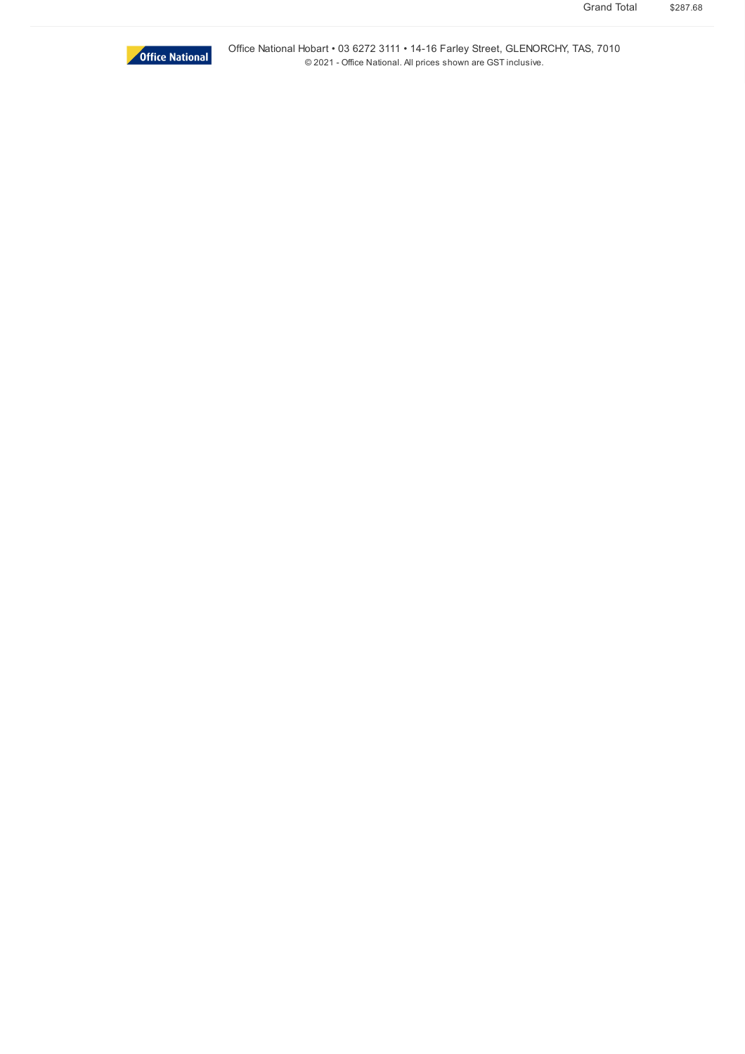| | |
|---|---|
| Grand Total | $287.68 |

Office National Hobart • 03 6272 3111 • 14-16 Farley Street, GLENORCHY, TAS, 7010

© 2021 - Office National. All prices shown are GST inclusive.